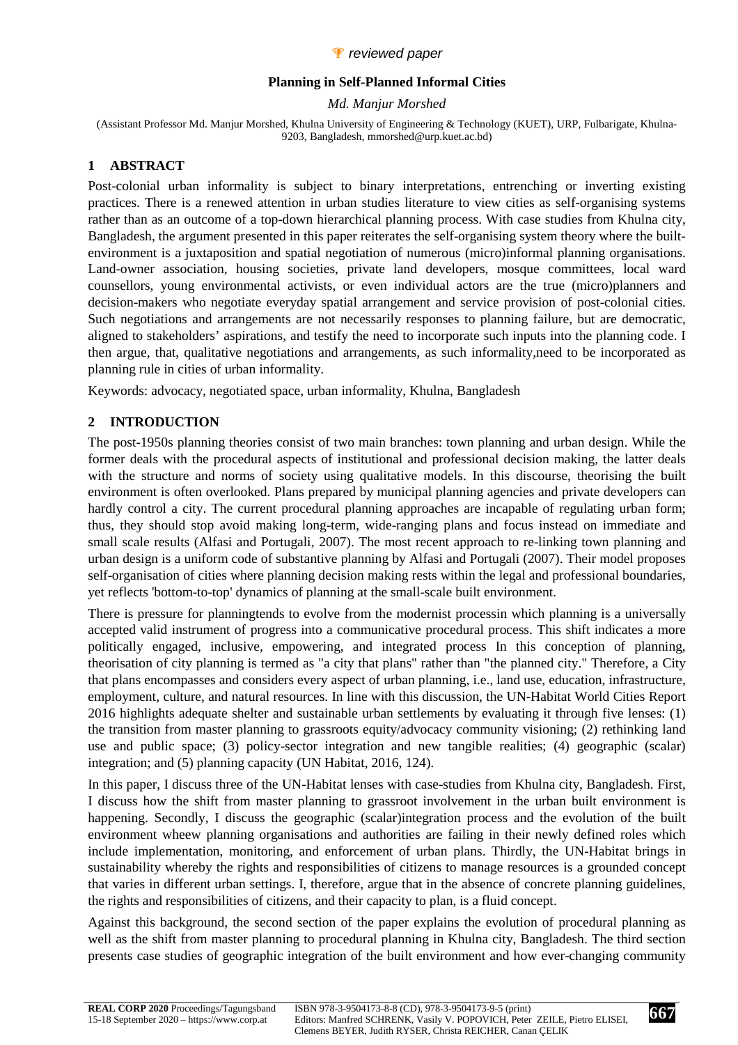🏆 *reviewed paper*

# Planning in Self-Planned Informal Cities

*Md. Manjur Morshed*

(Assistant Professor Md. Manjur Morshed, Khulna University of Engineering & Technology (KUET), URP, Fulbarigate, Khulna-9203, Bangladesh, mmorshed@urp.kuet.ac.bd)

## 1 ABSTRACT

Post-colonial urban informality is subject to binary interpretations, entrenching or inverting existing practices. There is a renewed attention in urban studies literature to view cities as self-organising systems rather than as an outcome of a top-down hierarchical planning process. With case studies from Khulna city, Bangladesh, the argument presented in this paper reiterates the self-organising system theory where the built-environment is a juxtaposition and spatial negotiation of numerous (micro)informal planning organisations. Land-owner association, housing societies, private land developers, mosque committees, local ward counsellors, young environmental activists, or even individual actors are the true (micro)planners and decision-makers who negotiate everyday spatial arrangement and service provision of post-colonial cities. Such negotiations and arrangements are not necessarily responses to planning failure, but are democratic, aligned to stakeholders' aspirations, and testify the need to incorporate such inputs into the planning code. I then argue, that, qualitative negotiations and arrangements, as such informality,need to be incorporated as planning rule in cities of urban informality.

Keywords: advocacy, negotiated space, urban informality, Khulna, Bangladesh

## 2 INTRODUCTION

The post-1950s planning theories consist of two main branches: town planning and urban design. While the former deals with the procedural aspects of institutional and professional decision making, the latter deals with the structure and norms of society using qualitative models. In this discourse, theorising the built environment is often overlooked. Plans prepared by municipal planning agencies and private developers can hardly control a city. The current procedural planning approaches are incapable of regulating urban form; thus, they should stop avoid making long-term, wide-ranging plans and focus instead on immediate and small scale results (Alfasi and Portugali, 2007). The most recent approach to re-linking town planning and urban design is a uniform code of substantive planning by Alfasi and Portugali (2007). Their model proposes self-organisation of cities where planning decision making rests within the legal and professional boundaries, yet reflects 'bottom-to-top' dynamics of planning at the small-scale built environment.

There is pressure for planningtends to evolve from the modernist processin which planning is a universally accepted valid instrument of progress into a communicative procedural process. This shift indicates a more politically engaged, inclusive, empowering, and integrated process In this conception of planning, theorisation of city planning is termed as "a city that plans" rather than "the planned city." Therefore, a City that plans encompasses and considers every aspect of urban planning, i.e., land use, education, infrastructure, employment, culture, and natural resources. In line with this discussion, the UN-Habitat World Cities Report 2016 highlights adequate shelter and sustainable urban settlements by evaluating it through five lenses: (1) the transition from master planning to grassroots equity/advocacy community visioning; (2) rethinking land use and public space; (3) policy-sector integration and new tangible realities; (4) geographic (scalar) integration; and (5) planning capacity (UN Habitat, 2016, 124).

In this paper, I discuss three of the UN-Habitat lenses with case-studies from Khulna city, Bangladesh. First, I discuss how the shift from master planning to grassroot involvement in the urban built environment is happening. Secondly, I discuss the geographic (scalar)integration process and the evolution of the built environment wheew planning organisations and authorities are failing in their newly defined roles which include implementation, monitoring, and enforcement of urban plans. Thirdly, the UN-Habitat brings in sustainability whereby the rights and responsibilities of citizens to manage resources is a grounded concept that varies in different urban settings. I, therefore, argue that in the absence of concrete planning guidelines, the rights and responsibilities of citizens, and their capacity to plan, is a fluid concept.

Against this background, the second section of the paper explains the evolution of procedural planning as well as the shift from master planning to procedural planning in Khulna city, Bangladesh. The third section presents case studies of geographic integration of the built environment and how ever-changing community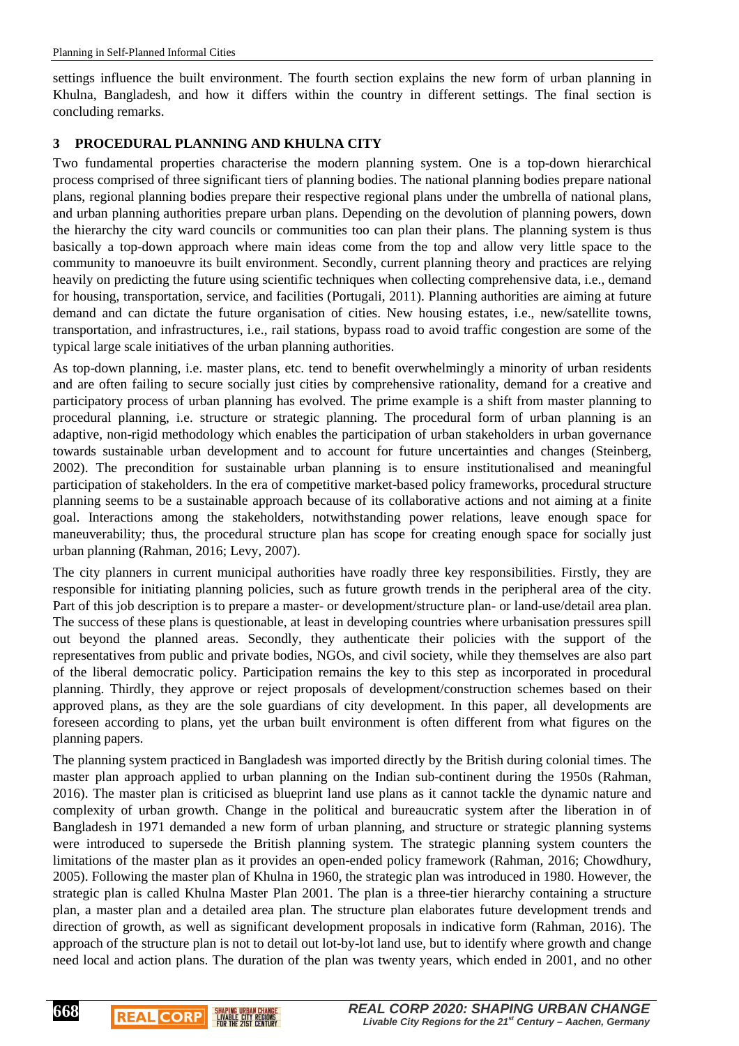settings influence the built environment. The fourth section explains the new form of urban planning in Khulna, Bangladesh, and how it differs within the country in different settings. The final section is concluding remarks.

## 3 PROCEDURAL PLANNING AND KHULNA CITY

Two fundamental properties characterise the modern planning system. One is a top-down hierarchical process comprised of three significant tiers of planning bodies. The national planning bodies prepare national plans, regional planning bodies prepare their respective regional plans under the umbrella of national plans, and urban planning authorities prepare urban plans. Depending on the devolution of planning powers, down the hierarchy the city ward councils or communities too can plan their plans. The planning system is thus basically a top-down approach where main ideas come from the top and allow very little space to the community to manoeuvre its built environment. Secondly, current planning theory and practices are relying heavily on predicting the future using scientific techniques when collecting comprehensive data, i.e., demand for housing, transportation, service, and facilities (Portugali, 2011). Planning authorities are aiming at future demand and can dictate the future organisation of cities. New housing estates, i.e., new/satellite towns, transportation, and infrastructures, i.e., rail stations, bypass road to avoid traffic congestion are some of the typical large scale initiatives of the urban planning authorities.

As top-down planning, i.e. master plans, etc. tend to benefit overwhelmingly a minority of urban residents and are often failing to secure socially just cities by comprehensive rationality, demand for a creative and participatory process of urban planning has evolved. The prime example is a shift from master planning to procedural planning, i.e. structure or strategic planning. The procedural form of urban planning is an adaptive, non-rigid methodology which enables the participation of urban stakeholders in urban governance towards sustainable urban development and to account for future uncertainties and changes (Steinberg, 2002). The precondition for sustainable urban planning is to ensure institutionalised and meaningful participation of stakeholders. In the era of competitive market-based policy frameworks, procedural structure planning seems to be a sustainable approach because of its collaborative actions and not aiming at a finite goal. Interactions among the stakeholders, notwithstanding power relations, leave enough space for maneuverability; thus, the procedural structure plan has scope for creating enough space for socially just urban planning (Rahman, 2016; Levy, 2007).

The city planners in current municipal authorities have roadly three key responsibilities. Firstly, they are responsible for initiating planning policies, such as future growth trends in the peripheral area of the city. Part of this job description is to prepare a master- or development/structure plan- or land-use/detail area plan. The success of these plans is questionable, at least in developing countries where urbanisation pressures spill out beyond the planned areas. Secondly, they authenticate their policies with the support of the representatives from public and private bodies, NGOs, and civil society, while they themselves are also part of the liberal democratic policy. Participation remains the key to this step as incorporated in procedural planning. Thirdly, they approve or reject proposals of development/construction schemes based on their approved plans, as they are the sole guardians of city development. In this paper, all developments are foreseen according to plans, yet the urban built environment is often different from what figures on the planning papers.

The planning system practiced in Bangladesh was imported directly by the British during colonial times. The master plan approach applied to urban planning on the Indian sub-continent during the 1950s (Rahman, 2016). The master plan is criticised as blueprint land use plans as it cannot tackle the dynamic nature and complexity of urban growth. Change in the political and bureaucratic system after the liberation in of Bangladesh in 1971 demanded a new form of urban planning, and structure or strategic planning systems were introduced to supersede the British planning system. The strategic planning system counters the limitations of the master plan as it provides an open-ended policy framework (Rahman, 2016; Chowdhury, 2005). Following the master plan of Khulna in 1960, the strategic plan was introduced in 1980. However, the strategic plan is called Khulna Master Plan 2001. The plan is a three-tier hierarchy containing a structure plan, a master plan and a detailed area plan. The structure plan elaborates future development trends and direction of growth, as well as significant development proposals in indicative form (Rahman, 2016). The approach of the structure plan is not to detail out lot-by-lot land use, but to identify where growth and change need local and action plans. The duration of the plan was twenty years, which ended in 2001, and no other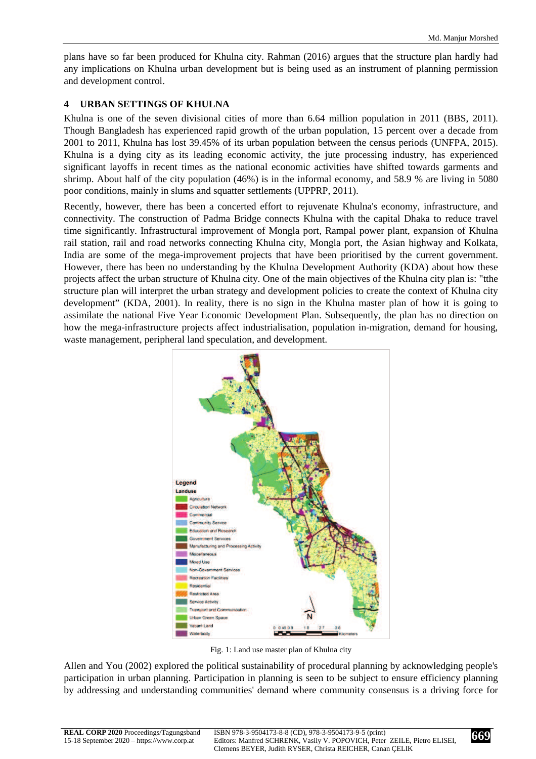plans have so far been produced for Khulna city. Rahman (2016) argues that the structure plan hardly had any implications on Khulna urban development but is being used as an instrument of planning permission and development control.

## 4 URBAN SETTINGS OF KHULNA

Khulna is one of the seven divisional cities of more than 6.64 million population in 2011 (BBS, 2011). Though Bangladesh has experienced rapid growth of the urban population, 15 percent over a decade from 2001 to 2011, Khulna has lost 39.45% of its urban population between the census periods (UNFPA, 2015). Khulna is a dying city as its leading economic activity, the jute processing industry, has experienced significant layoffs in recent times as the national economic activities have shifted towards garments and shrimp. About half of the city population (46%) is in the informal economy, and 58.9 % are living in 5080 poor conditions, mainly in slums and squatter settlements (UPPRP, 2011).

Recently, however, there has been a concerted effort to rejuvenate Khulna's economy, infrastructure, and connectivity. The construction of Padma Bridge connects Khulna with the capital Dhaka to reduce travel time significantly. Infrastructural improvement of Mongla port, Rampal power plant, expansion of Khulna rail station, rail and road networks connecting Khulna city, Mongla port, the Asian highway and Kolkata, India are some of the mega-improvement projects that have been prioritised by the current government. However, there has been no understanding by the Khulna Development Authority (KDA) about how these projects affect the urban structure of Khulna city. One of the main objectives of the Khulna city plan is: "tthe structure plan will interpret the urban strategy and development policies to create the context of Khulna city development" (KDA, 2001). In reality, there is no sign in the Khulna master plan of how it is going to assimilate the national Five Year Economic Development Plan. Subsequently, the plan has no direction on how the mega-infrastructure projects affect industrialisation, population in-migration, demand for housing, waste management, peripheral land speculation, and development.

Fig. 1: Land use master plan of Khulna city

Allen and You (2002) explored the political sustainability of procedural planning by acknowledging people's participation in urban planning. Participation in planning is seen to be subject to ensure efficiency planning by addressing and understanding communities' demand where community consensus is a driving force for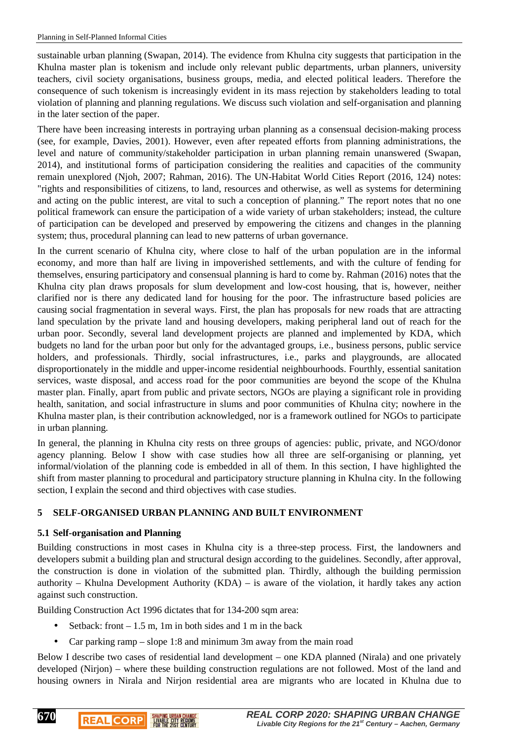sustainable urban planning (Swapan, 2014). The evidence from Khulna city suggests that participation in the Khulna master plan is tokenism and include only relevant public departments, urban planners, university teachers, civil society organisations, business groups, media, and elected political leaders. Therefore the consequence of such tokenism is increasingly evident in its mass rejection by stakeholders leading to total violation of planning and planning regulations. We discuss such violation and self-organisation and planning in the later section of the paper.

There have been increasing interests in portraying urban planning as a consensual decision-making process (see, for example, Davies, 2001). However, even after repeated efforts from planning administrations, the level and nature of community/stakeholder participation in urban planning remain unanswered (Swapan, 2014), and institutional forms of participation considering the realities and capacities of the community remain unexplored (Njoh, 2007; Rahman, 2016). The UN-Habitat World Cities Report (2016, 124) notes: "rights and responsibilities of citizens, to land, resources and otherwise, as well as systems for determining and acting on the public interest, are vital to such a conception of planning." The report notes that no one political framework can ensure the participation of a wide variety of urban stakeholders; instead, the culture of participation can be developed and preserved by empowering the citizens and changes in the planning system; thus, procedural planning can lead to new patterns of urban governance.

In the current scenario of Khulna city, where close to half of the urban population are in the informal economy, and more than half are living in impoverished settlements, and with the culture of fending for themselves, ensuring participatory and consensual planning is hard to come by. Rahman (2016) notes that the Khulna city plan draws proposals for slum development and low-cost housing, that is, however, neither clarified nor is there any dedicated land for housing for the poor. The infrastructure based policies are causing social fragmentation in several ways. First, the plan has proposals for new roads that are attracting land speculation by the private land and housing developers, making peripheral land out of reach for the urban poor. Secondly, several land development projects are planned and implemented by KDA, which budgets no land for the urban poor but only for the advantaged groups, i.e., business persons, public service holders, and professionals. Thirdly, social infrastructures, i.e., parks and playgrounds, are allocated disproportionately in the middle and upper-income residential neighbourhoods. Fourthly, essential sanitation services, waste disposal, and access road for the poor communities are beyond the scope of the Khulna master plan. Finally, apart from public and private sectors, NGOs are playing a significant role in providing health, sanitation, and social infrastructure in slums and poor communities of Khulna city; nowhere in the Khulna master plan, is their contribution acknowledged, nor is a framework outlined for NGOs to participate in urban planning.

In general, the planning in Khulna city rests on three groups of agencies: public, private, and NGO/donor agency planning. Below I show with case studies how all three are self-organising or planning, yet informal/violation of the planning code is embedded in all of them. In this section, I have highlighted the shift from master planning to procedural and participatory structure planning in Khulna city. In the following section, I explain the second and third objectives with case studies.

## 5 SELF-ORGANISED URBAN PLANNING AND BUILT ENVIRONMENT

### 5.1 Self-organisation and Planning

Building constructions in most cases in Khulna city is a three-step process. First, the landowners and developers submit a building plan and structural design according to the guidelines. Secondly, after approval, the construction is done in violation of the submitted plan. Thirdly, although the building permission authority – Khulna Development Authority (KDA) – is aware of the violation, it hardly takes any action against such construction.

Building Construction Act 1996 dictates that for 134-200 sqm area:

- Setback: front – 1.5 m, 1m in both sides and 1 m in the back
- Car parking ramp – slope 1:8 and minimum 3m away from the main road

Below I describe two cases of residential land development – one KDA planned (Nirala) and one privately developed (Nirjon) – where these building construction regulations are not followed. Most of the land and housing owners in Nirala and Nirjon residential area are migrants who are located in Khulna due to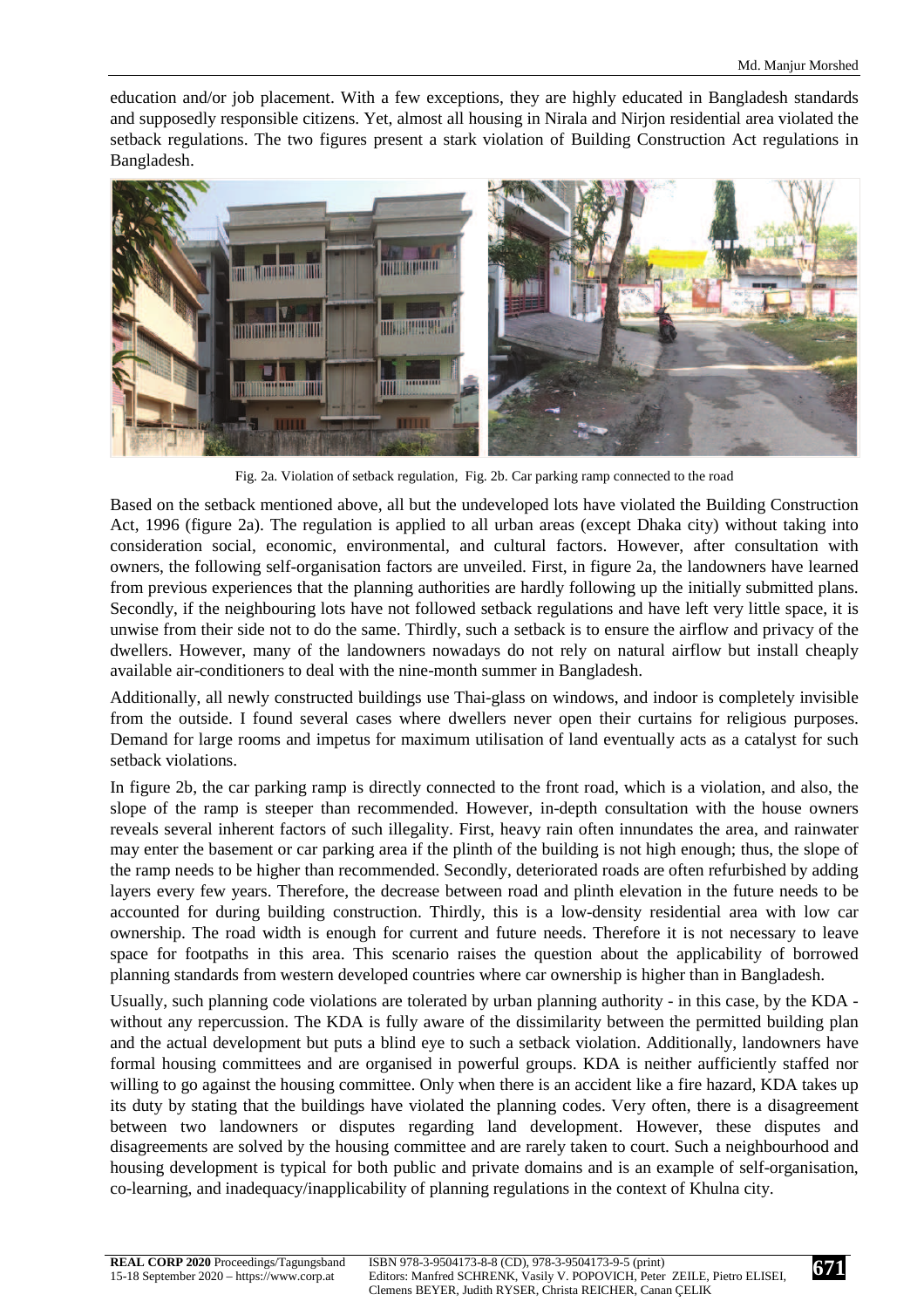education and/or job placement. With a few exceptions, they are highly educated in Bangladesh standards and supposedly responsible citizens. Yet, almost all housing in Nirala and Nirjon residential area violated the setback regulations. The two figures present a stark violation of Building Construction Act regulations in Bangladesh.

Fig. 2a. Violation of setback regulation, Fig. 2b. Car parking ramp connected to the road

Based on the setback mentioned above, all but the undeveloped lots have violated the Building Construction Act, 1996 (figure 2a). The regulation is applied to all urban areas (except Dhaka city) without taking into consideration social, economic, environmental, and cultural factors. However, after consultation with owners, the following self-organisation factors are unveiled. First, in figure 2a, the landowners have learned from previous experiences that the planning authorities are hardly following up the initially submitted plans. Secondly, if the neighbouring lots have not followed setback regulations and have left very little space, it is unwise from their side not to do the same. Thirdly, such a setback is to ensure the airflow and privacy of the dwellers. However, many of the landowners nowadays do not rely on natural airflow but install cheaply available air-conditioners to deal with the nine-month summer in Bangladesh.

Additionally, all newly constructed buildings use Thai-glass on windows, and indoor is completely invisible from the outside. I found several cases where dwellers never open their curtains for religious purposes. Demand for large rooms and impetus for maximum utilisation of land eventually acts as a catalyst for such setback violations.

In figure 2b, the car parking ramp is directly connected to the front road, which is a violation, and also, the slope of the ramp is steeper than recommended. However, in-depth consultation with the house owners reveals several inherent factors of such illegality. First, heavy rain often innundates the area, and rainwater may enter the basement or car parking area if the plinth of the building is not high enough; thus, the slope of the ramp needs to be higher than recommended. Secondly, deteriorated roads are often refurbished by adding layers every few years. Therefore, the decrease between road and plinth elevation in the future needs to be accounted for during building construction. Thirdly, this is a low-density residential area with low car ownership. The road width is enough for current and future needs. Therefore it is not necessary to leave space for footpaths in this area. This scenario raises the question about the applicability of borrowed planning standards from western developed countries where car ownership is higher than in Bangladesh.

Usually, such planning code violations are tolerated by urban planning authority - in this case, by the KDA - without any repercussion. The KDA is fully aware of the dissimilarity between the permitted building plan and the actual development but puts a blind eye to such a setback violation. Additionally, landowners have formal housing committees and are organised in powerful groups. KDA is neither aufficiently staffed nor willing to go against the housing committee. Only when there is an accident like a fire hazard, KDA takes up its duty by stating that the buildings have violated the planning codes. Very often, there is a disagreement between two landowners or disputes regarding land development. However, these disputes and disagreements are solved by the housing committee and are rarely taken to court. Such a neighbourhood and housing development is typical for both public and private domains and is an example of self-organisation, co-learning, and inadequacy/inapplicability of planning regulations in the context of Khulna city.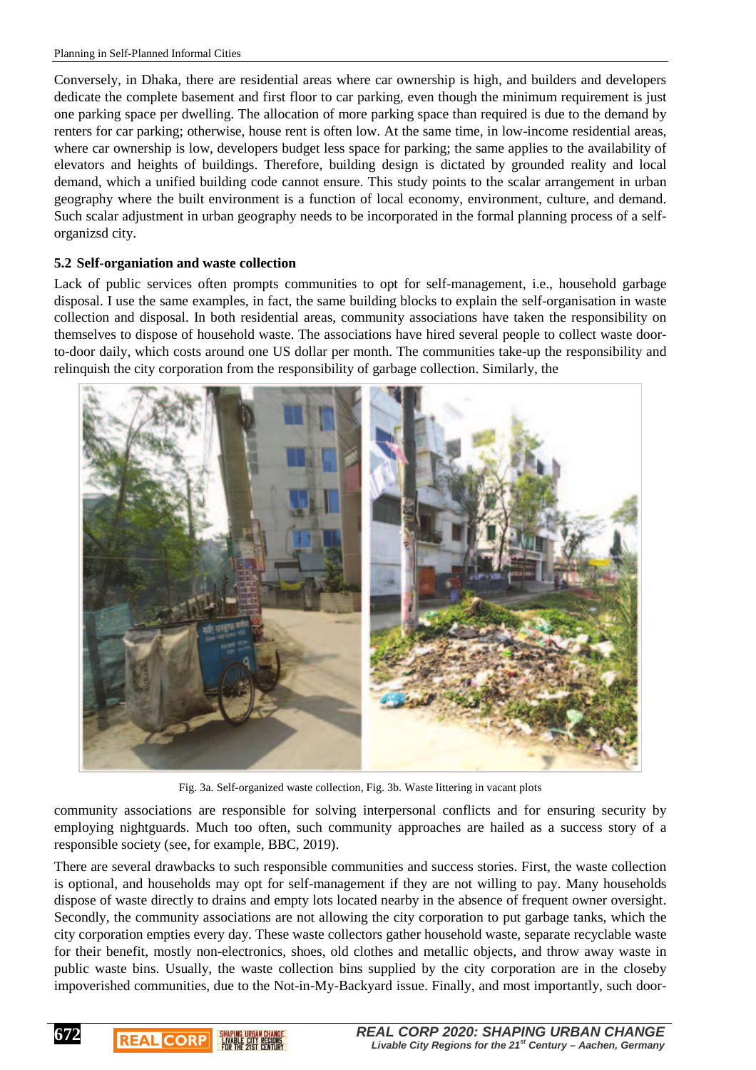Conversely, in Dhaka, there are residential areas where car ownership is high, and builders and developers dedicate the complete basement and first floor to car parking, even though the minimum requirement is just one parking space per dwelling. The allocation of more parking space than required is due to the demand by renters for car parking; otherwise, house rent is often low. At the same time, in low-income residential areas, where car ownership is low, developers budget less space for parking; the same applies to the availability of elevators and heights of buildings. Therefore, building design is dictated by grounded reality and local demand, which a unified building code cannot ensure. This study points to the scalar arrangement in urban geography where the built environment is a function of local economy, environment, culture, and demand. Such scalar adjustment in urban geography needs to be incorporated in the formal planning process of a self-organizsd city.

### 5.2 Self-organiation and waste collection

Lack of public services often prompts communities to opt for self-management, i.e., household garbage disposal. I use the same examples, in fact, the same building blocks to explain the self-organisation in waste collection and disposal. In both residential areas, community associations have taken the responsibility on themselves to dispose of household waste. The associations have hired several people to collect waste door-to-door daily, which costs around one US dollar per month. The communities take-up the responsibility and relinquish the city corporation from the responsibility of garbage collection. Similarly, the community associations are responsible for solving interpersonal conflicts and for ensuring security by employing nightguards. Much too often, such community approaches are hailed as a success story of a responsible society (see, for example, BBC, 2019).

Fig. 3a. Self-organized waste collection, Fig. 3b. Waste littering in vacant plots

There are several drawbacks to such responsible communities and success stories. First, the waste collection is optional, and households may opt for self-management if they are not willing to pay. Many households dispose of waste directly to drains and empty lots located nearby in the absence of frequent owner oversight. Secondly, the community associations are not allowing the city corporation to put garbage tanks, which the city corporation empties every day. These waste collectors gather household waste, separate recyclable waste for their benefit, mostly non-electronics, shoes, old clothes and metallic objects, and throw away waste in public waste bins. Usually, the waste collection bins supplied by the city corporation are in the closeby impoverished communities, due to the Not-in-My-Backyard issue. Finally, and most importantly, such door-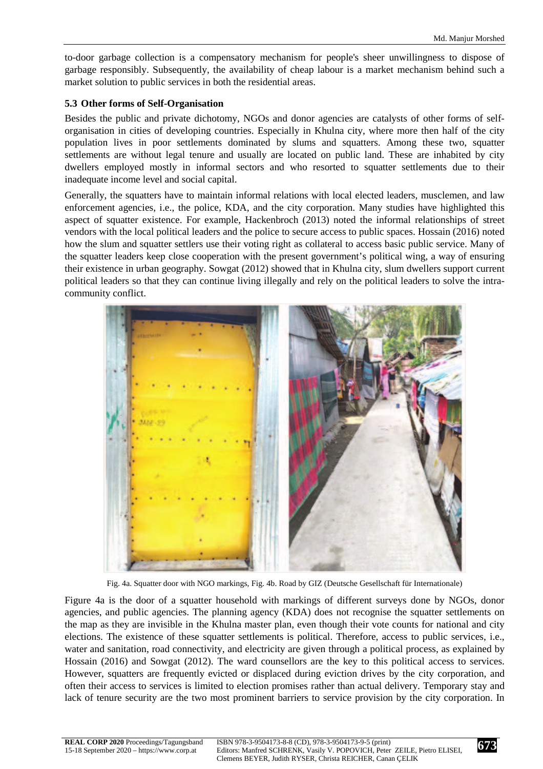to-door garbage collection is a compensatory mechanism for people's sheer unwillingness to dispose of garbage responsibly. Subsequently, the availability of cheap labour is a market mechanism behind such a market solution to public services in both the residential areas.

### 5.3 Other forms of Self-Organisation

Besides the public and private dichotomy, NGOs and donor agencies are catalysts of other forms of self-organisation in cities of developing countries. Especially in Khulna city, where more then half of the city population lives in poor settlements dominated by slums and squatters. Among these two, squatter settlements are without legal tenure and usually are located on public land. These are inhabited by city dwellers employed mostly in informal sectors and who resorted to squatter settlements due to their inadequate income level and social capital.

Generally, the squatters have to maintain informal relations with local elected leaders, musclemen, and law enforcement agencies, i.e., the police, KDA, and the city corporation. Many studies have highlighted this aspect of squatter existence. For example, Hackenbroch (2013) noted the informal relationships of street vendors with the local political leaders and the police to secure access to public spaces. Hossain (2016) noted how the slum and squatter settlers use their voting right as collateral to access basic public service. Many of the squatter leaders keep close cooperation with the present government's political wing, a way of ensuring their existence in urban geography. Sowgat (2012) showed that in Khulna city, slum dwellers support current political leaders so that they can continue living illegally and rely on the political leaders to solve the intra-community conflict.

Fig. 4a. Squatter door with NGO markings, Fig. 4b. Road by GIZ (Deutsche Gesellschaft für Internationale)

Figure 4a is the door of a squatter household with markings of different surveys done by NGOs, donor agencies, and public agencies. The planning agency (KDA) does not recognise the squatter settlements on the map as they are invisible in the Khulna master plan, even though their vote counts for national and city elections. The existence of these squatter settlements is political. Therefore, access to public services, i.e., water and sanitation, road connectivity, and electricity are given through a political process, as explained by Hossain (2016) and Sowgat (2012). The ward counsellors are the key to this political access to services. However, squatters are frequently evicted or displaced during eviction drives by the city corporation, and often their access to services is limited to election promises rather than actual delivery. Temporary stay and lack of tenure security are the two most prominent barriers to service provision by the city corporation. In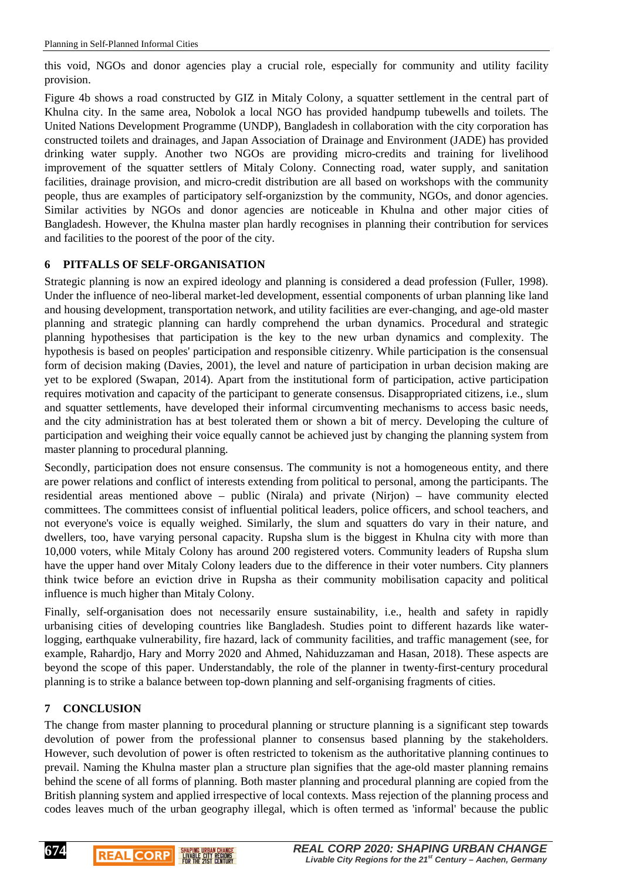this void, NGOs and donor agencies play a crucial role, especially for community and utility facility provision.

Figure 4b shows a road constructed by GIZ in Mitaly Colony, a squatter settlement in the central part of Khulna city. In the same area, Nobolok a local NGO has provided handpump tubewells and toilets. The United Nations Development Programme (UNDP), Bangladesh in collaboration with the city corporation has constructed toilets and drainages, and Japan Association of Drainage and Environment (JADE) has provided drinking water supply. Another two NGOs are providing micro-credits and training for livelihood improvement of the squatter settlers of Mitaly Colony. Connecting road, water supply, and sanitation facilities, drainage provision, and micro-credit distribution are all based on workshops with the community people, thus are examples of participatory self-organizstion by the community, NGOs, and donor agencies. Similar activities by NGOs and donor agencies are noticeable in Khulna and other major cities of Bangladesh. However, the Khulna master plan hardly recognises in planning their contribution for services and facilities to the poorest of the poor of the city.

## 6 PITFALLS OF SELF-ORGANISATION

Strategic planning is now an expired ideology and planning is considered a dead profession (Fuller, 1998). Under the influence of neo-liberal market-led development, essential components of urban planning like land and housing development, transportation network, and utility facilities are ever-changing, and age-old master planning and strategic planning can hardly comprehend the urban dynamics. Procedural and strategic planning hypothesises that participation is the key to the new urban dynamics and complexity. The hypothesis is based on peoples' participation and responsible citizenry. While participation is the consensual form of decision making (Davies, 2001), the level and nature of participation in urban decision making are yet to be explored (Swapan, 2014). Apart from the institutional form of participation, active participation requires motivation and capacity of the participant to generate consensus. Disappropriated citizens, i.e., slum and squatter settlements, have developed their informal circumventing mechanisms to access basic needs, and the city administration has at best tolerated them or shown a bit of mercy. Developing the culture of participation and weighing their voice equally cannot be achieved just by changing the planning system from master planning to procedural planning.

Secondly, participation does not ensure consensus. The community is not a homogeneous entity, and there are power relations and conflict of interests extending from political to personal, among the participants. The residential areas mentioned above – public (Nirala) and private (Nirjon) – have community elected committees. The committees consist of influential political leaders, police officers, and school teachers, and not everyone's voice is equally weighed. Similarly, the slum and squatters do vary in their nature, and dwellers, too, have varying personal capacity. Rupsha slum is the biggest in Khulna city with more than 10,000 voters, while Mitaly Colony has around 200 registered voters. Community leaders of Rupsha slum have the upper hand over Mitaly Colony leaders due to the difference in their voter numbers. City planners think twice before an eviction drive in Rupsha as their community mobilisation capacity and political influence is much higher than Mitaly Colony.

Finally, self-organisation does not necessarily ensure sustainability, i.e., health and safety in rapidly urbanising cities of developing countries like Bangladesh. Studies point to different hazards like water-logging, earthquake vulnerability, fire hazard, lack of community facilities, and traffic management (see, for example, Rahardjo, Hary and Morry 2020 and Ahmed, Nahiduzzaman and Hasan, 2018). These aspects are beyond the scope of this paper. Understandably, the role of the planner in twenty-first-century procedural planning is to strike a balance between top-down planning and self-organising fragments of cities.

## 7 CONCLUSION

The change from master planning to procedural planning or structure planning is a significant step towards devolution of power from the professional planner to consensus based planning by the stakeholders. However, such devolution of power is often restricted to tokenism as the authoritative planning continues to prevail. Naming the Khulna master plan a structure plan signifies that the age-old master planning remains behind the scene of all forms of planning. Both master planning and procedural planning are copied from the British planning system and applied irrespective of local contexts. Mass rejection of the planning process and codes leaves much of the urban geography illegal, which is often termed as 'informal' because the public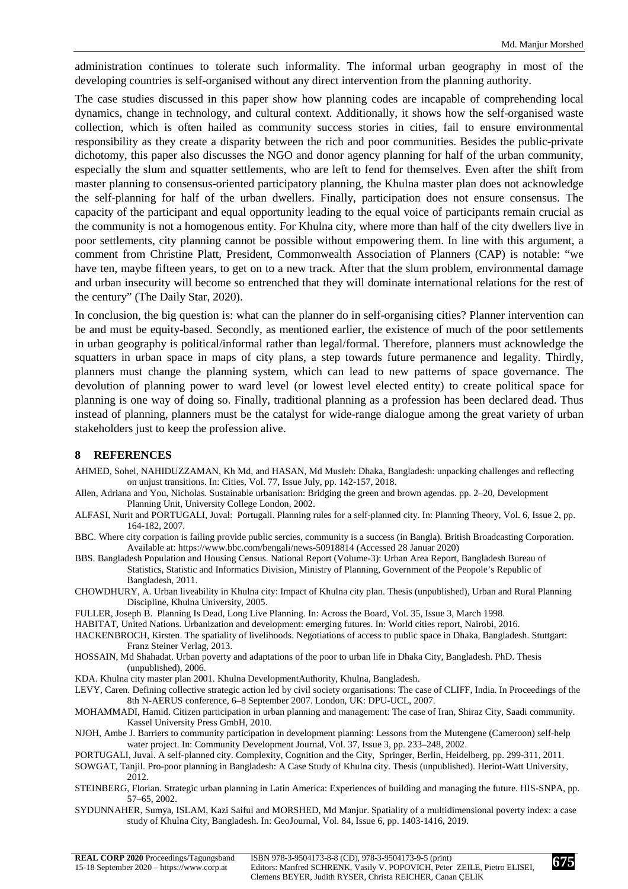administration continues to tolerate such informality. The informal urban geography in most of the developing countries is self-organised without any direct intervention from the planning authority.

The case studies discussed in this paper show how planning codes are incapable of comprehending local dynamics, change in technology, and cultural context. Additionally, it shows how the self-organised waste collection, which is often hailed as community success stories in cities, fail to ensure environmental responsibility as they create a disparity between the rich and poor communities. Besides the public-private dichotomy, this paper also discusses the NGO and donor agency planning for half of the urban community, especially the slum and squatter settlements, who are left to fend for themselves. Even after the shift from master planning to consensus-oriented participatory planning, the Khulna master plan does not acknowledge the self-planning for half of the urban dwellers. Finally, participation does not ensure consensus. The capacity of the participant and equal opportunity leading to the equal voice of participants remain crucial as the community is not a homogenous entity. For Khulna city, where more than half of the city dwellers live in poor settlements, city planning cannot be possible without empowering them. In line with this argument, a comment from Christine Platt, President, Commonwealth Association of Planners (CAP) is notable: "we have ten, maybe fifteen years, to get on to a new track. After that the slum problem, environmental damage and urban insecurity will become so entrenched that they will dominate international relations for the rest of the century" (The Daily Star, 2020).

In conclusion, the big question is: what can the planner do in self-organising cities? Planner intervention can be and must be equity-based. Secondly, as mentioned earlier, the existence of much of the poor settlements in urban geography is political/informal rather than legal/formal. Therefore, planners must acknowledge the squatters in urban space in maps of city plans, a step towards future permanence and legality. Thirdly, planners must change the planning system, which can lead to new patterns of space governance. The devolution of planning power to ward level (or lowest level elected entity) to create political space for planning is one way of doing so. Finally, traditional planning as a profession has been declared dead. Thus instead of planning, planners must be the catalyst for wide-range dialogue among the great variety of urban stakeholders just to keep the profession alive.

## 8 REFERENCES

AHMED, Sohel, NAHIDUZZAMAN, Kh Md, and HASAN, Md Musleh: Dhaka, Bangladesh: unpacking challenges and reflecting on unjust transitions. In: Cities, Vol. 77, Issue July, pp. 142-157, 2018.

Allen, Adriana and You, Nicholas. Sustainable urbanisation: Bridging the green and brown agendas. pp. 2–20, Development Planning Unit, University College London, 2002.

ALFASI, Nurit and PORTUGALI, Juval: Portugali. Planning rules for a self-planned city. In: Planning Theory, Vol. 6, Issue 2, pp. 164-182, 2007.

BBC. Where city corpation is failing provide public sercies, community is a success (in Bangla). British Broadcasting Corporation. Available at: https://www.bbc.com/bengali/news-50918814 (Accessed 28 Januar 2020)

BBS. Bangladesh Population and Housing Census. National Report (Volume-3): Urban Area Report, Bangladesh Bureau of Statistics, Statistic and Informatics Division, Ministry of Planning, Government of the Peopole's Republic of Bangladesh, 2011.

CHOWDHURY, A. Urban liveability in Khulna city: Impact of Khulna city plan. Thesis (unpublished), Urban and Rural Planning Discipline, Khulna University, 2005.

FULLER, Joseph B. Planning Is Dead, Long Live Planning. In: Across the Board, Vol. 35, Issue 3, March 1998.

HABITAT, United Nations. Urbanization and development: emerging futures. In: World cities report, Nairobi, 2016.

HACKENBROCH, Kirsten. The spatiality of livelihoods. Negotiations of access to public space in Dhaka, Bangladesh. Stuttgart: Franz Steiner Verlag, 2013.

HOSSAIN, Md Shahadat. Urban poverty and adaptations of the poor to urban life in Dhaka City, Bangladesh. PhD. Thesis (unpublished), 2006.

KDA. Khulna city master plan 2001. Khulna DevelopmentAuthority, Khulna, Bangladesh.

LEVY, Caren. Defining collective strategic action led by civil society organisations: The case of CLIFF, India. In Proceedings of the 8th N-AERUS conference, 6–8 September 2007. London, UK: DPU-UCL, 2007.

MOHAMMADI, Hamid. Citizen participation in urban planning and management: The case of Iran, Shiraz City, Saadi community. Kassel University Press GmbH, 2010.

NJOH, Ambe J. Barriers to community participation in development planning: Lessons from the Mutengene (Cameroon) self-help water project. In: Community Development Journal, Vol. 37, Issue 3, pp. 233–248, 2002.

PORTUGALI, Juval. A self-planned city. Complexity, Cognition and the City, Springer, Berlin, Heidelberg, pp. 299-311, 2011.

SOWGAT, Tanjil. Pro-poor planning in Bangladesh: A Case Study of Khulna city. Thesis (unpublished). Heriot-Watt University, 2012.

STEINBERG, Florian. Strategic urban planning in Latin America: Experiences of building and managing the future. HIS-SNPA, pp. 57–65, 2002.

SYDUNNAHER, Sumya, ISLAM, Kazi Saiful and MORSHED, Md Manjur. Spatiality of a multidimensional poverty index: a case study of Khulna City, Bangladesh. In: GeoJournal, Vol. 84, Issue 6, pp. 1403-1416, 2019.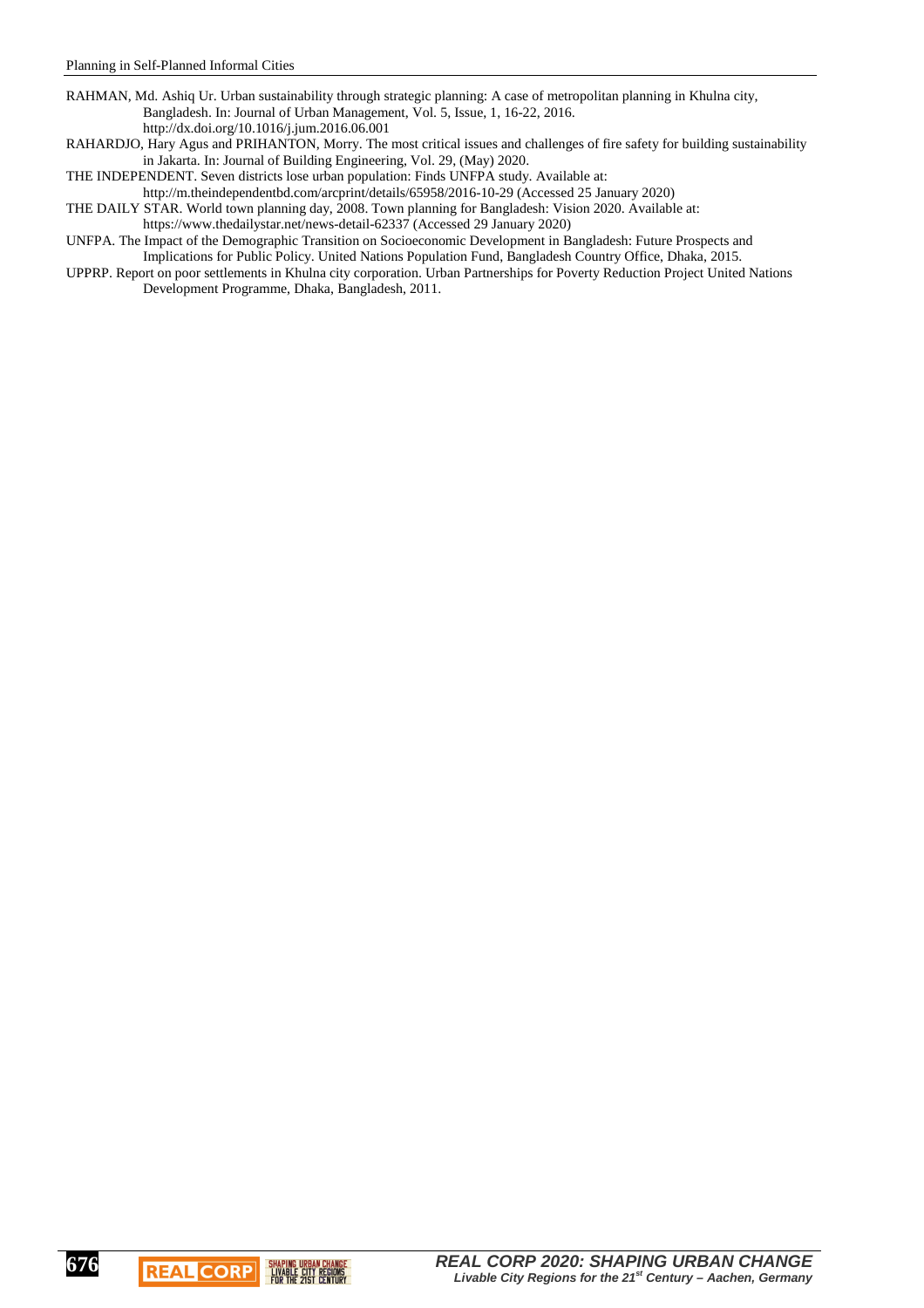RAHMAN, Md. Ashiq Ur. Urban sustainability through strategic planning: A case of metropolitan planning in Khulna city, Bangladesh. In: Journal of Urban Management, Vol. 5, Issue, 1, 16-22, 2016. http://dx.doi.org/10.1016/j.jum.2016.06.001

RAHARDJO, Hary Agus and PRIHANTON, Morry. The most critical issues and challenges of fire safety for building sustainability in Jakarta. In: Journal of Building Engineering, Vol. 29, (May) 2020.

THE INDEPENDENT. Seven districts lose urban population: Finds UNFPA study. Available at: http://m.theindependentbd.com/arcprint/details/65958/2016-10-29 (Accessed 25 January 2020)

THE DAILY STAR. World town planning day, 2008. Town planning for Bangladesh: Vision 2020. Available at: https://www.thedailystar.net/news-detail-62337 (Accessed 29 January 2020)

UNFPA. The Impact of the Demographic Transition on Socioeconomic Development in Bangladesh: Future Prospects and Implications for Public Policy. United Nations Population Fund, Bangladesh Country Office, Dhaka, 2015.

UPPRP. Report on poor settlements in Khulna city corporation. Urban Partnerships for Poverty Reduction Project United Nations Development Programme, Dhaka, Bangladesh, 2011.